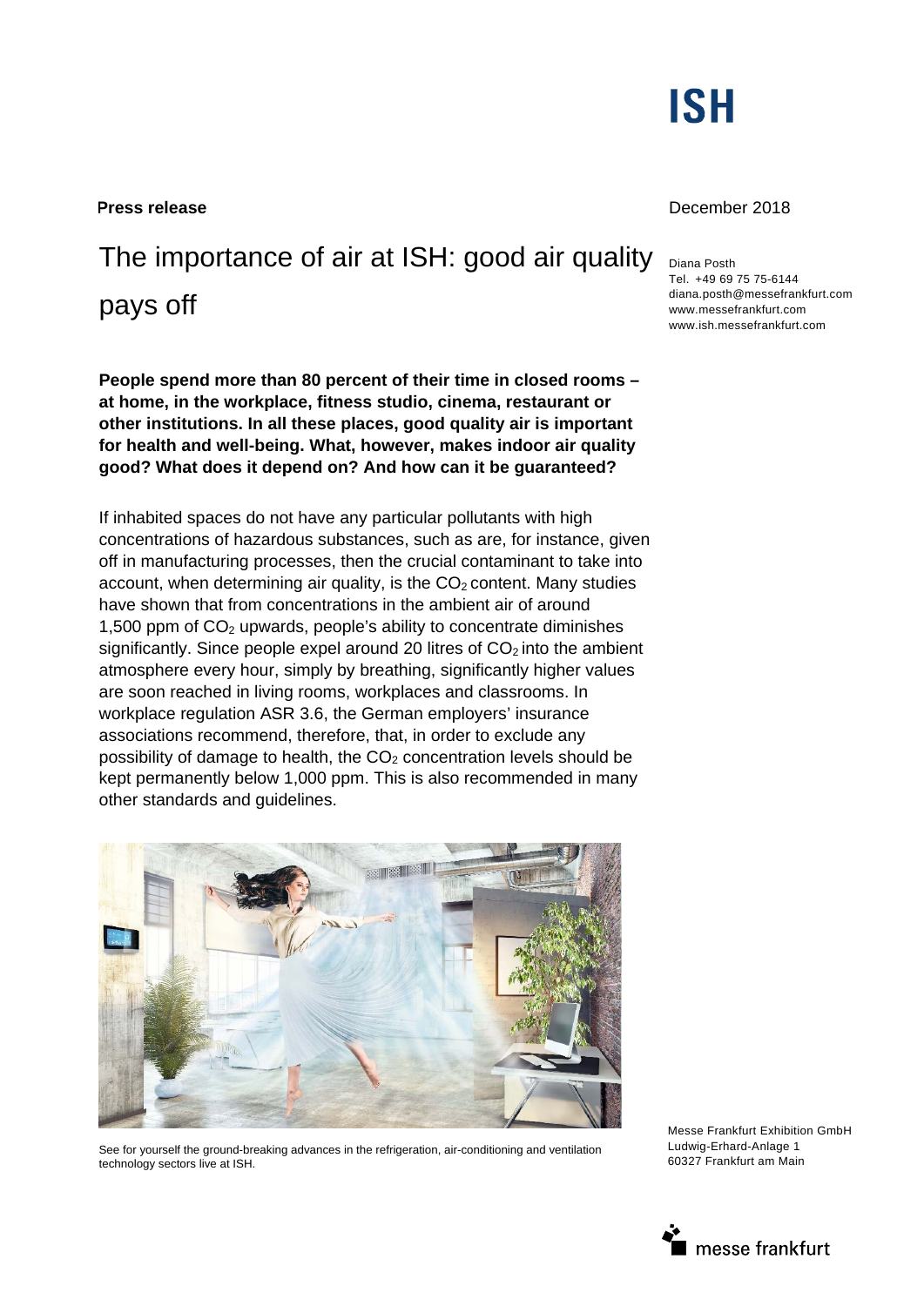ISH

**Press release**

December 2018

# The importance of air at ISH: good air quality pays off

Diana Posth
Tel. +49 69 75 75-6144
diana.posth@messefrankfurt.com
www.messefrankfurt.com
www.ish.messefrankfurt.com

**People spend more than 80 percent of their time in closed rooms – at home, in the workplace, fitness studio, cinema, restaurant or other institutions. In all these places, good quality air is important for health and well-being. What, however, makes indoor air quality good? What does it depend on? And how can it be guaranteed?**

If inhabited spaces do not have any particular pollutants with high concentrations of hazardous substances, such as are, for instance, given off in manufacturing processes, then the crucial contaminant to take into account, when determining air quality, is the $CO_2$ content. Many studies have shown that from concentrations in the ambient air of around 1,500 ppm of $CO_2$ upwards, people's ability to concentrate diminishes significantly. Since people expel around 20 litres of $CO_2$ into the ambient atmosphere every hour, simply by breathing, significantly higher values are soon reached in living rooms, workplaces and classrooms. In workplace regulation ASR 3.6, the German employers' insurance associations recommend, therefore, that, in order to exclude any possibility of damage to health, the $CO_2$ concentration levels should be kept permanently below 1,000 ppm. This is also recommended in many other standards and guidelines.

See for yourself the ground-breaking advances in the refrigeration, air-conditioning and ventilation technology sectors live at ISH.

Messe Frankfurt Exhibition GmbH
Ludwig-Erhard-Anlage 1
60327 Frankfurt am Main

messe frankfurt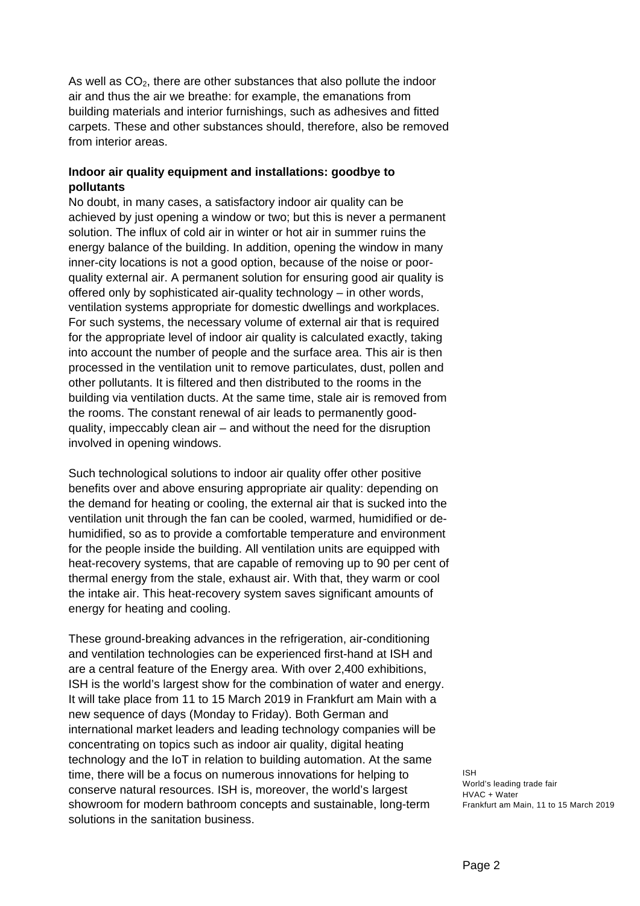As well as $CO_2$, there are other substances that also pollute the indoor air and thus the air we breathe: for example, the emanations from building materials and interior furnishings, such as adhesives and fitted carpets. These and other substances should, therefore, also be removed from interior areas.

**Indoor air quality equipment and installations: goodbye to pollutants**

No doubt, in many cases, a satisfactory indoor air quality can be achieved by just opening a window or two; but this is never a permanent solution. The influx of cold air in winter or hot air in summer ruins the energy balance of the building. In addition, opening the window in many inner-city locations is not a good option, because of the noise or poor-quality external air. A permanent solution for ensuring good air quality is offered only by sophisticated air-quality technology – in other words, ventilation systems appropriate for domestic dwellings and workplaces. For such systems, the necessary volume of external air that is required for the appropriate level of indoor air quality is calculated exactly, taking into account the number of people and the surface area. This air is then processed in the ventilation unit to remove particulates, dust, pollen and other pollutants. It is filtered and then distributed to the rooms in the building via ventilation ducts. At the same time, stale air is removed from the rooms. The constant renewal of air leads to permanently good-quality, impeccably clean air – and without the need for the disruption involved in opening windows.

Such technological solutions to indoor air quality offer other positive benefits over and above ensuring appropriate air quality: depending on the demand for heating or cooling, the external air that is sucked into the ventilation unit through the fan can be cooled, warmed, humidified or de-humidified, so as to provide a comfortable temperature and environment for the people inside the building. All ventilation units are equipped with heat-recovery systems, that are capable of removing up to 90 per cent of thermal energy from the stale, exhaust air. With that, they warm or cool the intake air. This heat-recovery system saves significant amounts of energy for heating and cooling.

These ground-breaking advances in the refrigeration, air-conditioning and ventilation technologies can be experienced first-hand at ISH and are a central feature of the Energy area. With over 2,400 exhibitions, ISH is the world's largest show for the combination of water and energy. It will take place from 11 to 15 March 2019 in Frankfurt am Main with a new sequence of days (Monday to Friday). Both German and international market leaders and leading technology companies will be concentrating on topics such as indoor air quality, digital heating technology and the IoT in relation to building automation. At the same time, there will be a focus on numerous innovations for helping to conserve natural resources. ISH is, moreover, the world's largest showroom for modern bathroom concepts and sustainable, long-term solutions in the sanitation business.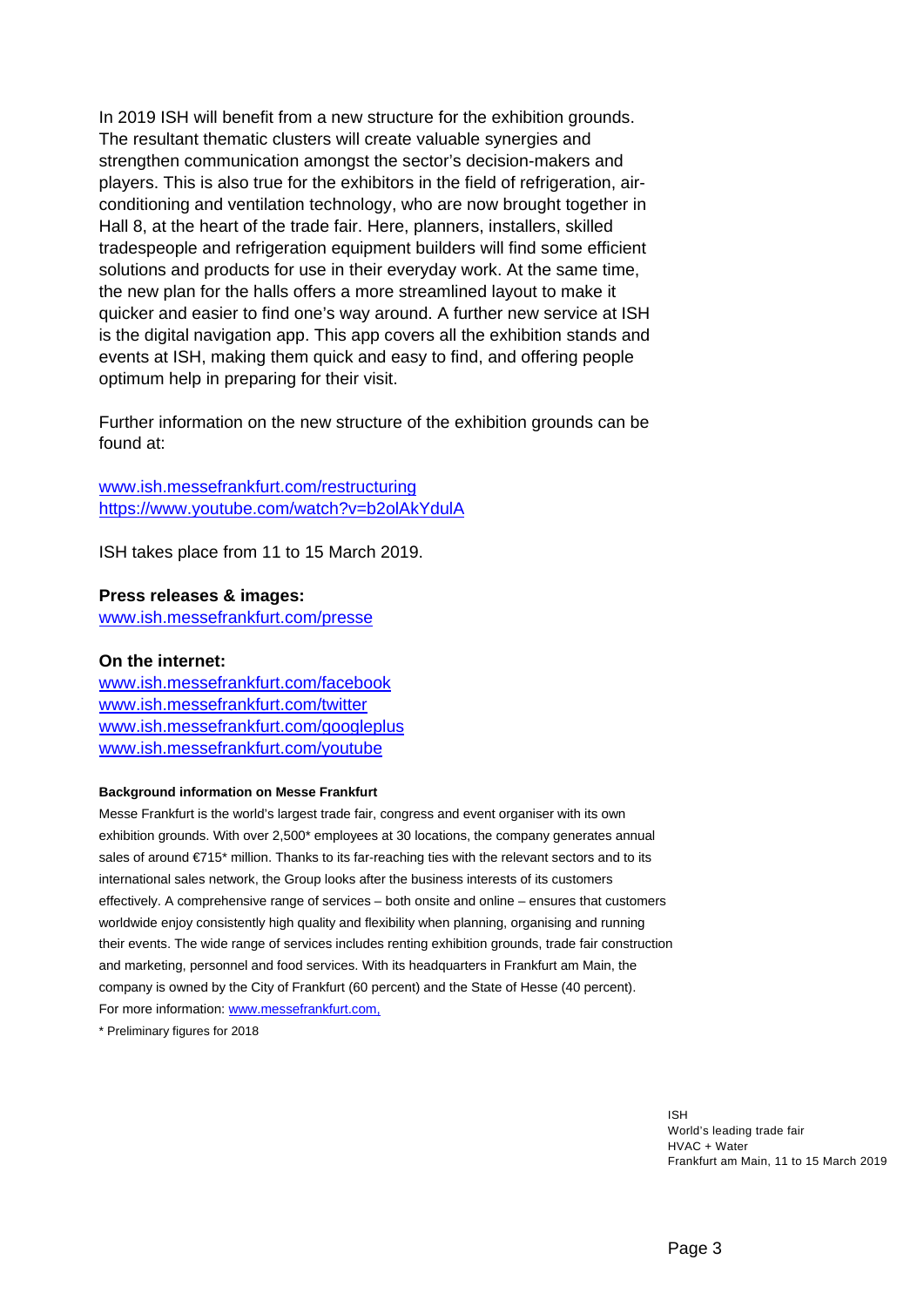In 2019 ISH will benefit from a new structure for the exhibition grounds. The resultant thematic clusters will create valuable synergies and strengthen communication amongst the sector's decision-makers and players. This is also true for the exhibitors in the field of refrigeration, air-conditioning and ventilation technology, who are now brought together in Hall 8, at the heart of the trade fair. Here, planners, installers, skilled tradespeople and refrigeration equipment builders will find some efficient solutions and products for use in their everyday work. At the same time, the new plan for the halls offers a more streamlined layout to make it quicker and easier to find one's way around. A further new service at ISH is the digital navigation app. This app covers all the exhibition stands and events at ISH, making them quick and easy to find, and offering people optimum help in preparing for their visit.

Further information on the new structure of the exhibition grounds can be found at:

www.ish.messefrankfurt.com/restructuring
https://www.youtube.com/watch?v=b2olAkYdulA

ISH takes place from 11 to 15 March 2019.

**Press releases & images:**
www.ish.messefrankfurt.com/presse

**On the internet:**
www.ish.messefrankfurt.com/facebook
www.ish.messefrankfurt.com/twitter
www.ish.messefrankfurt.com/googleplus
www.ish.messefrankfurt.com/youtube

**Background information on Messe Frankfurt**

Messe Frankfurt is the world's largest trade fair, congress and event organiser with its own exhibition grounds. With over 2,500* employees at 30 locations, the company generates annual sales of around €715* million. Thanks to its far-reaching ties with the relevant sectors and to its international sales network, the Group looks after the business interests of its customers effectively. A comprehensive range of services – both onsite and online – ensures that customers worldwide enjoy consistently high quality and flexibility when planning, organising and running their events. The wide range of services includes renting exhibition grounds, trade fair construction and marketing, personnel and food services. With its headquarters in Frankfurt am Main, the company is owned by the City of Frankfurt (60 percent) and the State of Hesse (40 percent).
For more information: www.messefrankfurt.com,

* Preliminary figures for 2018